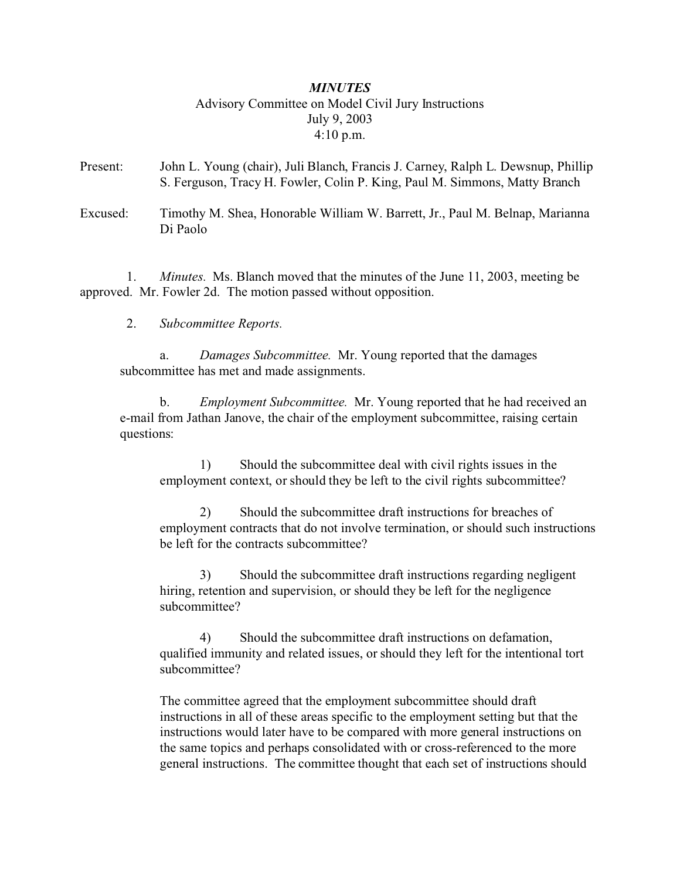# *MINUTES*

Advisory Committee on Model Civil Jury Instructions
July 9, 2003
4:10 p.m.

Present: John L. Young (chair), Juli Blanch, Francis J. Carney, Ralph L. Dewsnup, Phillip S. Ferguson, Tracy H. Fowler, Colin P. King, Paul M. Simmons, Matty Branch

Excused: Timothy M. Shea, Honorable William W. Barrett, Jr., Paul M. Belnap, Marianna Di Paolo

1. *Minutes.* Ms. Blanch moved that the minutes of the June 11, 2003, meeting be approved. Mr. Fowler 2d. The motion passed without opposition.

2. *Subcommittee Reports.*

   a. *Damages Subcommittee.* Mr. Young reported that the damages subcommittee has met and made assignments.

   b. *Employment Subcommittee.* Mr. Young reported that he had received an e-mail from Jathan Janove, the chair of the employment subcommittee, raising certain questions:

      1) Should the subcommittee deal with civil rights issues in the employment context, or should they be left to the civil rights subcommittee?

      2) Should the subcommittee draft instructions for breaches of employment contracts that do not involve termination, or should such instructions be left for the contracts subcommittee?

      3) Should the subcommittee draft instructions regarding negligent hiring, retention and supervision, or should they be left for the negligence subcommittee?

      4) Should the subcommittee draft instructions on defamation, qualified immunity and related issues, or should they left for the intentional tort subcommittee?

   The committee agreed that the employment subcommittee should draft instructions in all of these areas specific to the employment setting but that the instructions would later have to be compared with more general instructions on the same topics and perhaps consolidated with or cross-referenced to the more general instructions. The committee thought that each set of instructions should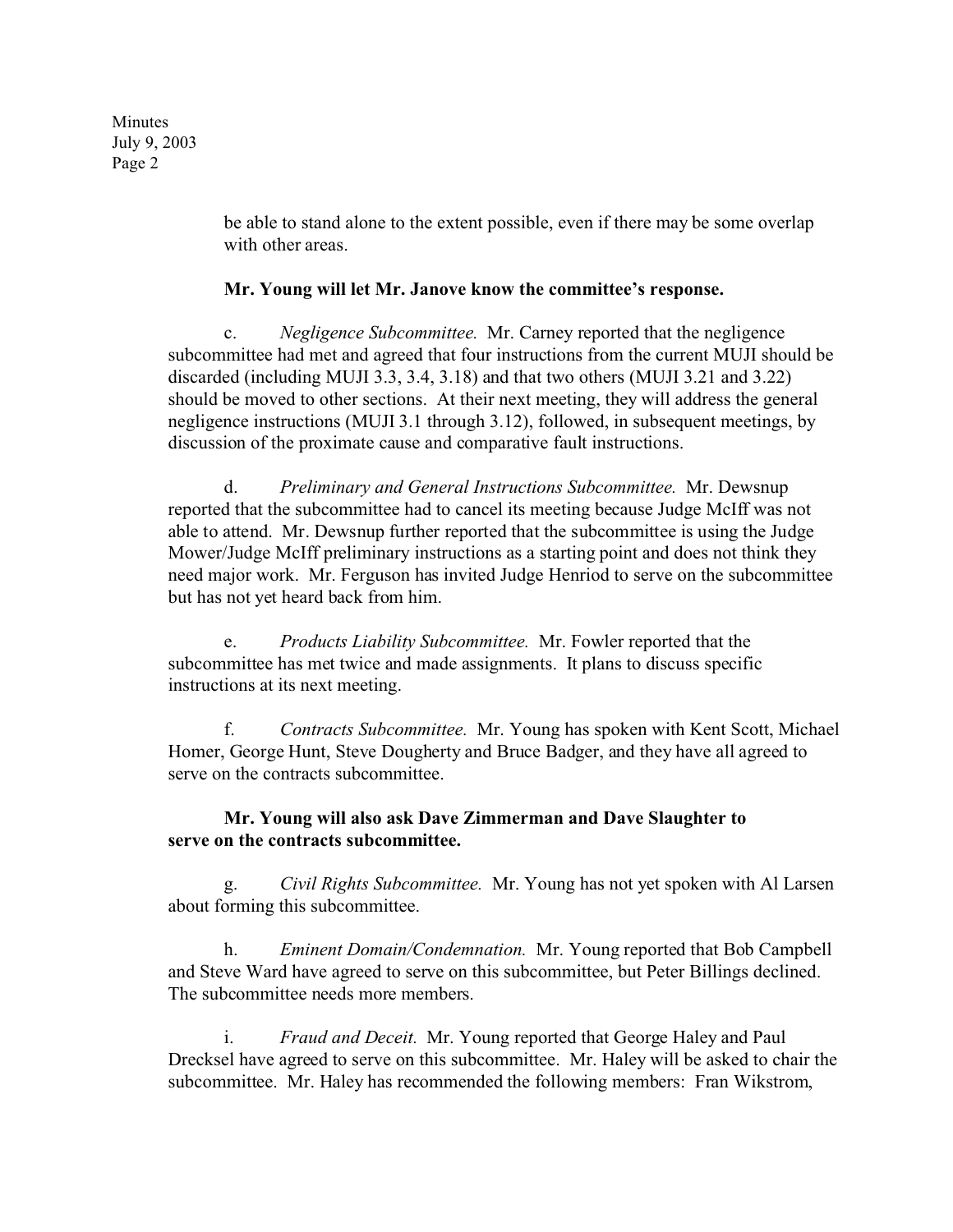be able to stand alone to the extent possible, even if there may be some overlap with other areas.

**Mr. Young will let Mr. Janove know the committee's response.**

c. *Negligence Subcommittee.* Mr. Carney reported that the negligence subcommittee had met and agreed that four instructions from the current MUJI should be discarded (including MUJI 3.3, 3.4, 3.18) and that two others (MUJI 3.21 and 3.22) should be moved to other sections. At their next meeting, they will address the general negligence instructions (MUJI 3.1 through 3.12), followed, in subsequent meetings, by discussion of the proximate cause and comparative fault instructions.

d. *Preliminary and General Instructions Subcommittee.* Mr. Dewsnup reported that the subcommittee had to cancel its meeting because Judge McIff was not able to attend. Mr. Dewsnup further reported that the subcommittee is using the Judge Mower/Judge McIff preliminary instructions as a starting point and does not think they need major work. Mr. Ferguson has invited Judge Henriod to serve on the subcommittee but has not yet heard back from him.

e. *Products Liability Subcommittee.* Mr. Fowler reported that the subcommittee has met twice and made assignments. It plans to discuss specific instructions at its next meeting.

f. *Contracts Subcommittee.* Mr. Young has spoken with Kent Scott, Michael Homer, George Hunt, Steve Dougherty and Bruce Badger, and they have all agreed to serve on the contracts subcommittee.

**Mr. Young will also ask Dave Zimmerman and Dave Slaughter to serve on the contracts subcommittee.**

g. *Civil Rights Subcommittee.* Mr. Young has not yet spoken with Al Larsen about forming this subcommittee.

h. *Eminent Domain/Condemnation.* Mr. Young reported that Bob Campbell and Steve Ward have agreed to serve on this subcommittee, but Peter Billings declined. The subcommittee needs more members.

i. *Fraud and Deceit.* Mr. Young reported that George Haley and Paul Drecksel have agreed to serve on this subcommittee. Mr. Haley will be asked to chair the subcommittee. Mr. Haley has recommended the following members: Fran Wikstrom,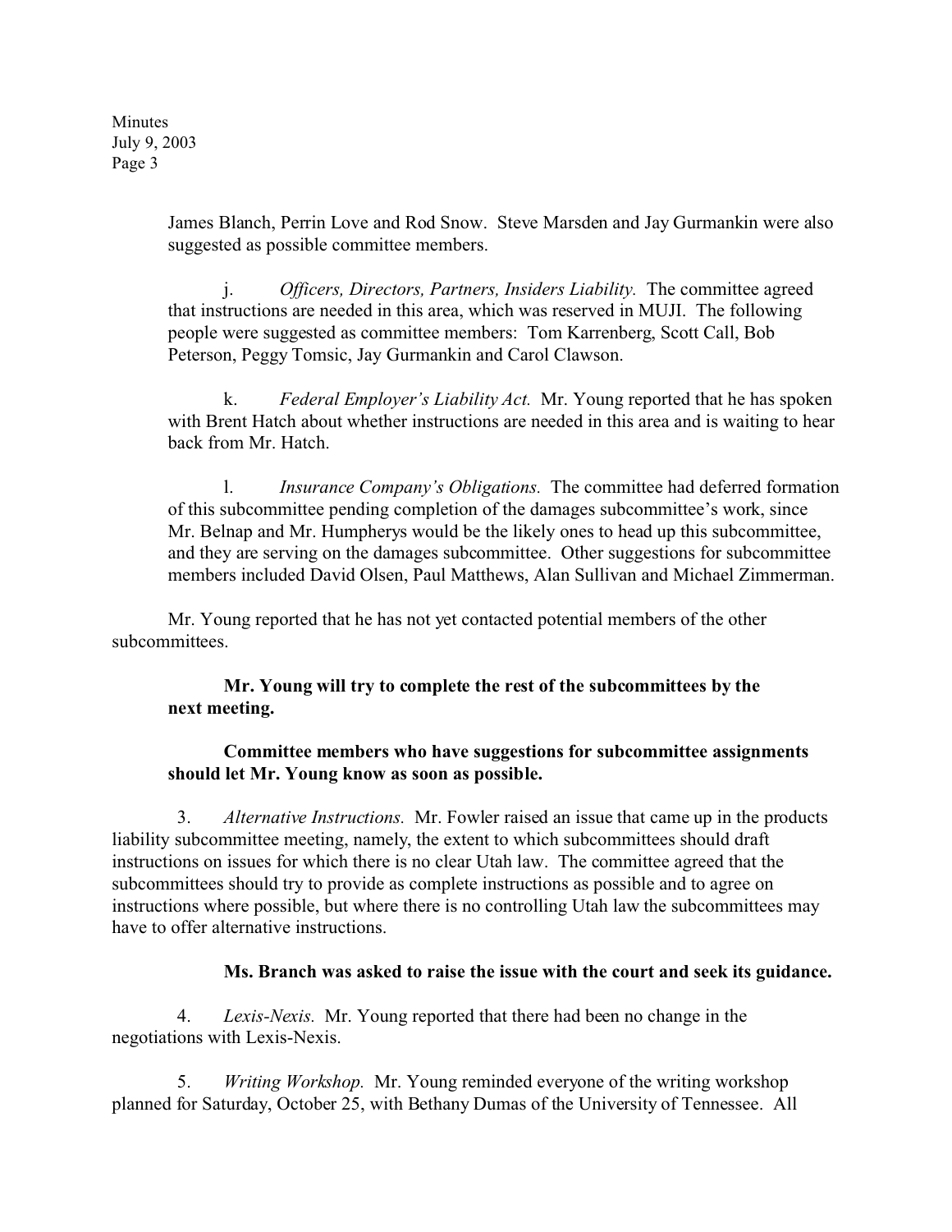James Blanch, Perrin Love and Rod Snow. Steve Marsden and Jay Gurmankin were also suggested as possible committee members.

j. *Officers, Directors, Partners, Insiders Liability.* The committee agreed that instructions are needed in this area, which was reserved in MUJI. The following people were suggested as committee members: Tom Karrenberg, Scott Call, Bob Peterson, Peggy Tomsic, Jay Gurmankin and Carol Clawson.

k. *Federal Employer's Liability Act.* Mr. Young reported that he has spoken with Brent Hatch about whether instructions are needed in this area and is waiting to hear back from Mr. Hatch.

l. *Insurance Company's Obligations.* The committee had deferred formation of this subcommittee pending completion of the damages subcommittee's work, since Mr. Belnap and Mr. Humpherys would be the likely ones to head up this subcommittee, and they are serving on the damages subcommittee. Other suggestions for subcommittee members included David Olsen, Paul Matthews, Alan Sullivan and Michael Zimmerman.

Mr. Young reported that he has not yet contacted potential members of the other subcommittees.

**Mr. Young will try to complete the rest of the subcommittees by the next meeting.**

**Committee members who have suggestions for subcommittee assignments should let Mr. Young know as soon as possible.**

3. *Alternative Instructions.* Mr. Fowler raised an issue that came up in the products liability subcommittee meeting, namely, the extent to which subcommittees should draft instructions on issues for which there is no clear Utah law. The committee agreed that the subcommittees should try to provide as complete instructions as possible and to agree on instructions where possible, but where there is no controlling Utah law the subcommittees may have to offer alternative instructions.

**Ms. Branch was asked to raise the issue with the court and seek its guidance.**

4. *Lexis-Nexis.* Mr. Young reported that there had been no change in the negotiations with Lexis-Nexis.

5. *Writing Workshop.* Mr. Young reminded everyone of the writing workshop planned for Saturday, October 25, with Bethany Dumas of the University of Tennessee. All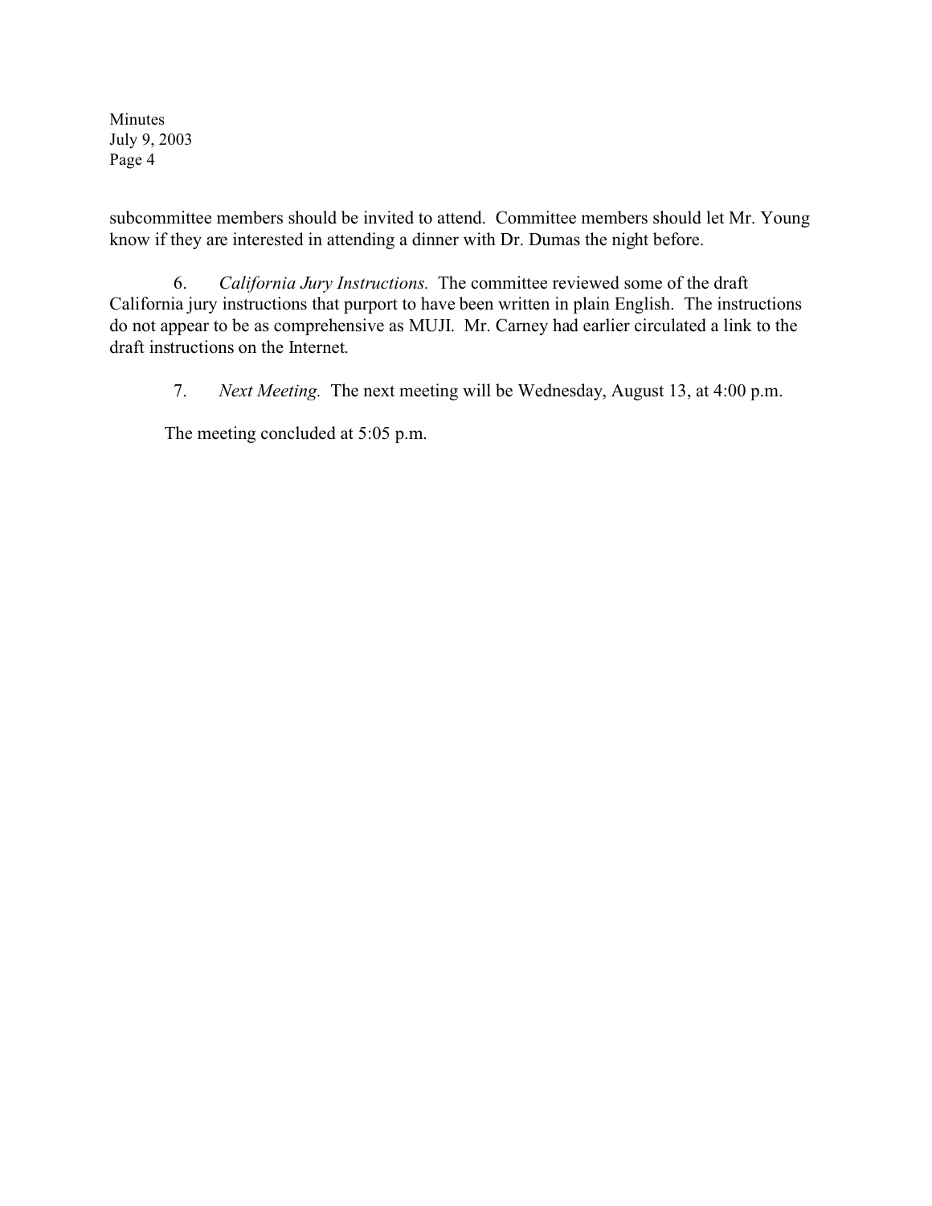subcommittee members should be invited to attend. Committee members should let Mr. Young know if they are interested in attending a dinner with Dr. Dumas the night before.

6. *California Jury Instructions.* The committee reviewed some of the draft California jury instructions that purport to have been written in plain English. The instructions do not appear to be as comprehensive as MUJI. Mr. Carney had earlier circulated a link to the draft instructions on the Internet.

7. *Next Meeting.* The next meeting will be Wednesday, August 13, at 4:00 p.m.

The meeting concluded at 5:05 p.m.